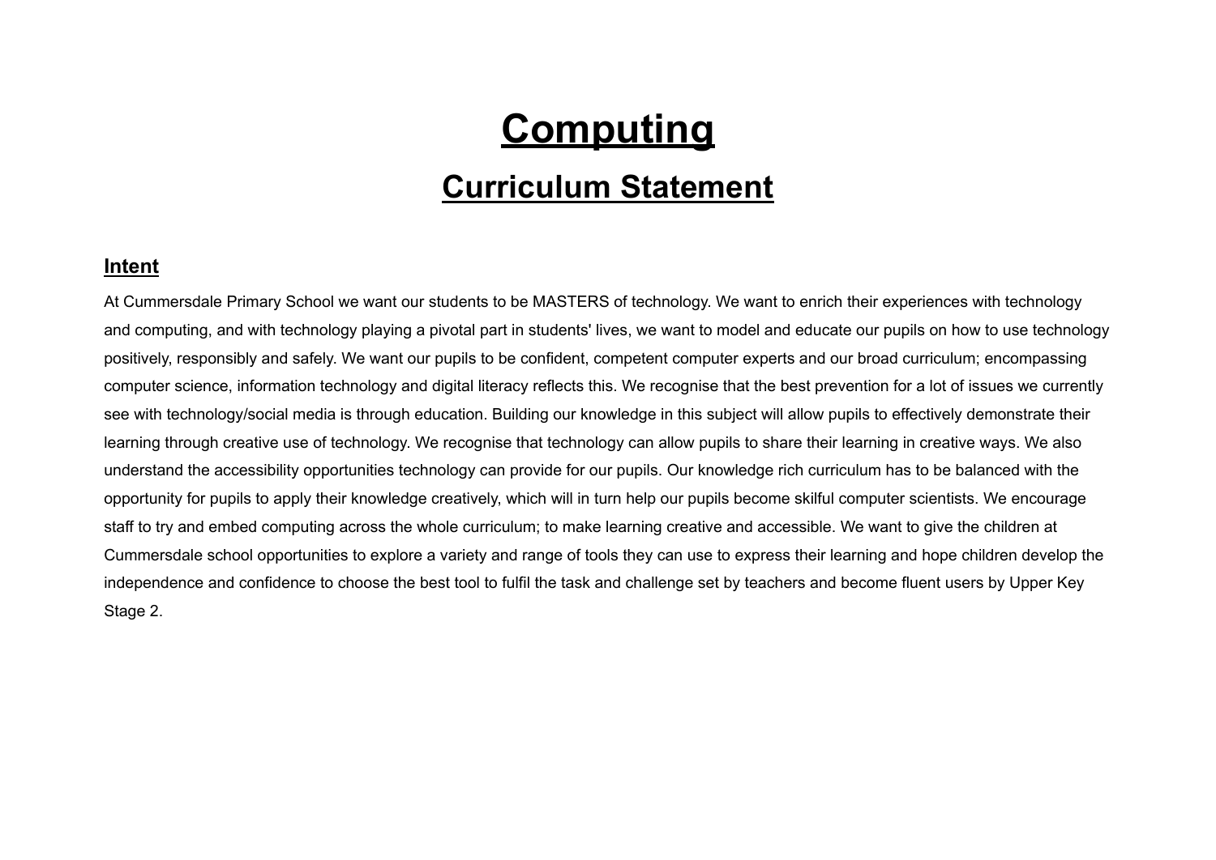# Computing

## Curriculum Statement

### Intent

At Cummersdale Primary School we want our students to be MASTERS of technology. We want to enrich their experiences with technology and computing, and with technology playing a pivotal part in students' lives, we want to model and educate our pupils on how to use technology positively, responsibly and safely. We want our pupils to be confident, competent computer experts and our broad curriculum; encompassing computer science, information technology and digital literacy reflects this. We recognise that the best prevention for a lot of issues we currently see with technology/social media is through education. Building our knowledge in this subject will allow pupils to effectively demonstrate their learning through creative use of technology. We recognise that technology can allow pupils to share their learning in creative ways. We also understand the accessibility opportunities technology can provide for our pupils. Our knowledge rich curriculum has to be balanced with the opportunity for pupils to apply their knowledge creatively, which will in turn help our pupils become skilful computer scientists. We encourage staff to try and embed computing across the whole curriculum; to make learning creative and accessible. We want to give the children at Cummersdale school opportunities to explore a variety and range of tools they can use to express their learning and hope children develop the independence and confidence to choose the best tool to fulfil the task and challenge set by teachers and become fluent users by Upper Key Stage 2.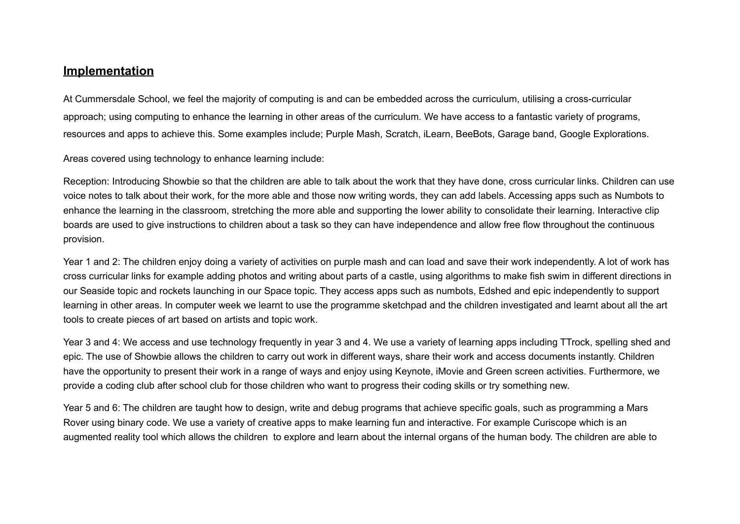## Implementation

At Cummersdale School, we feel the majority of computing is and can be embedded across the curriculum, utilising a cross-curricular approach; using computing to enhance the learning in other areas of the curriculum. We have access to a fantastic variety of programs, resources and apps to achieve this. Some examples include; Purple Mash, Scratch, iLearn, BeeBots, Garage band, Google Explorations.

Areas covered using technology to enhance learning include:

Reception: Introducing Showbie so that the children are able to talk about the work that they have done, cross curricular links. Children can use voice notes to talk about their work, for the more able and those now writing words, they can add labels. Accessing apps such as Numbots to enhance the learning in the classroom, stretching the more able and supporting the lower ability to consolidate their learning. Interactive clip boards are used to give instructions to children about a task so they can have independence and allow free flow throughout the continuous provision.

Year 1 and 2: The children enjoy doing a variety of activities on purple mash and can load and save their work independently. A lot of work has cross curricular links for example adding photos and writing about parts of a castle, using algorithms to make fish swim in different directions in our Seaside topic and rockets launching in our Space topic. They access apps such as numbots, Edshed and epic independently to support learning in other areas. In computer week we learnt to use the programme sketchpad and the children investigated and learnt about all the art tools to create pieces of art based on artists and topic work.

Year 3 and 4: We access and use technology frequently in year 3 and 4. We use a variety of learning apps including TTrock, spelling shed and epic. The use of Showbie allows the children to carry out work in different ways, share their work and access documents instantly. Children have the opportunity to present their work in a range of ways and enjoy using Keynote, iMovie and Green screen activities. Furthermore, we provide a coding club after school club for those children who want to progress their coding skills or try something new.

Year 5 and 6: The children are taught how to design, write and debug programs that achieve specific goals, such as programming a Mars Rover using binary code. We use a variety of creative apps to make learning fun and interactive. For example Curiscope which is an augmented reality tool which allows the children to explore and learn about the internal organs of the human body. The children are able to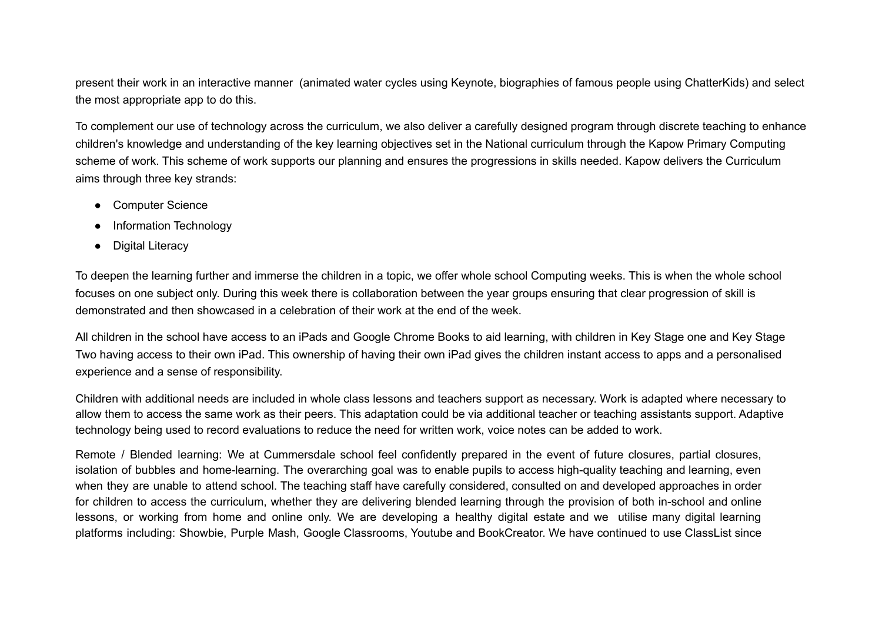present their work in an interactive manner (animated water cycles using Keynote, biographies of famous people using ChatterKids) and select the most appropriate app to do this.

To complement our use of technology across the curriculum, we also deliver a carefully designed program through discrete teaching to enhance children's knowledge and understanding of the key learning objectives set in the National curriculum through the Kapow Primary Computing scheme of work. This scheme of work supports our planning and ensures the progressions in skills needed. Kapow delivers the Curriculum aims through three key strands:

- Computer Science
- Information Technology
- Digital Literacy

To deepen the learning further and immerse the children in a topic, we offer whole school Computing weeks. This is when the whole school focuses on one subject only. During this week there is collaboration between the year groups ensuring that clear progression of skill is demonstrated and then showcased in a celebration of their work at the end of the week.

All children in the school have access to an iPads and Google Chrome Books to aid learning, with children in Key Stage one and Key Stage Two having access to their own iPad. This ownership of having their own iPad gives the children instant access to apps and a personalised experience and a sense of responsibility.

Children with additional needs are included in whole class lessons and teachers support as necessary. Work is adapted where necessary to allow them to access the same work as their peers. This adaptation could be via additional teacher or teaching assistants support. Adaptive technology being used to record evaluations to reduce the need for written work, voice notes can be added to work.

Remote / Blended learning: We at Cummersdale school feel confidently prepared in the event of future closures, partial closures, isolation of bubbles and home-learning. The overarching goal was to enable pupils to access high-quality teaching and learning, even when they are unable to attend school. The teaching staff have carefully considered, consulted on and developed approaches in order for children to access the curriculum, whether they are delivering blended learning through the provision of both in-school and online lessons, or working from home and online only. We are developing a healthy digital estate and we utilise many digital learning platforms including: Showbie, Purple Mash, Google Classrooms, Youtube and BookCreator. We have continued to use ClassList since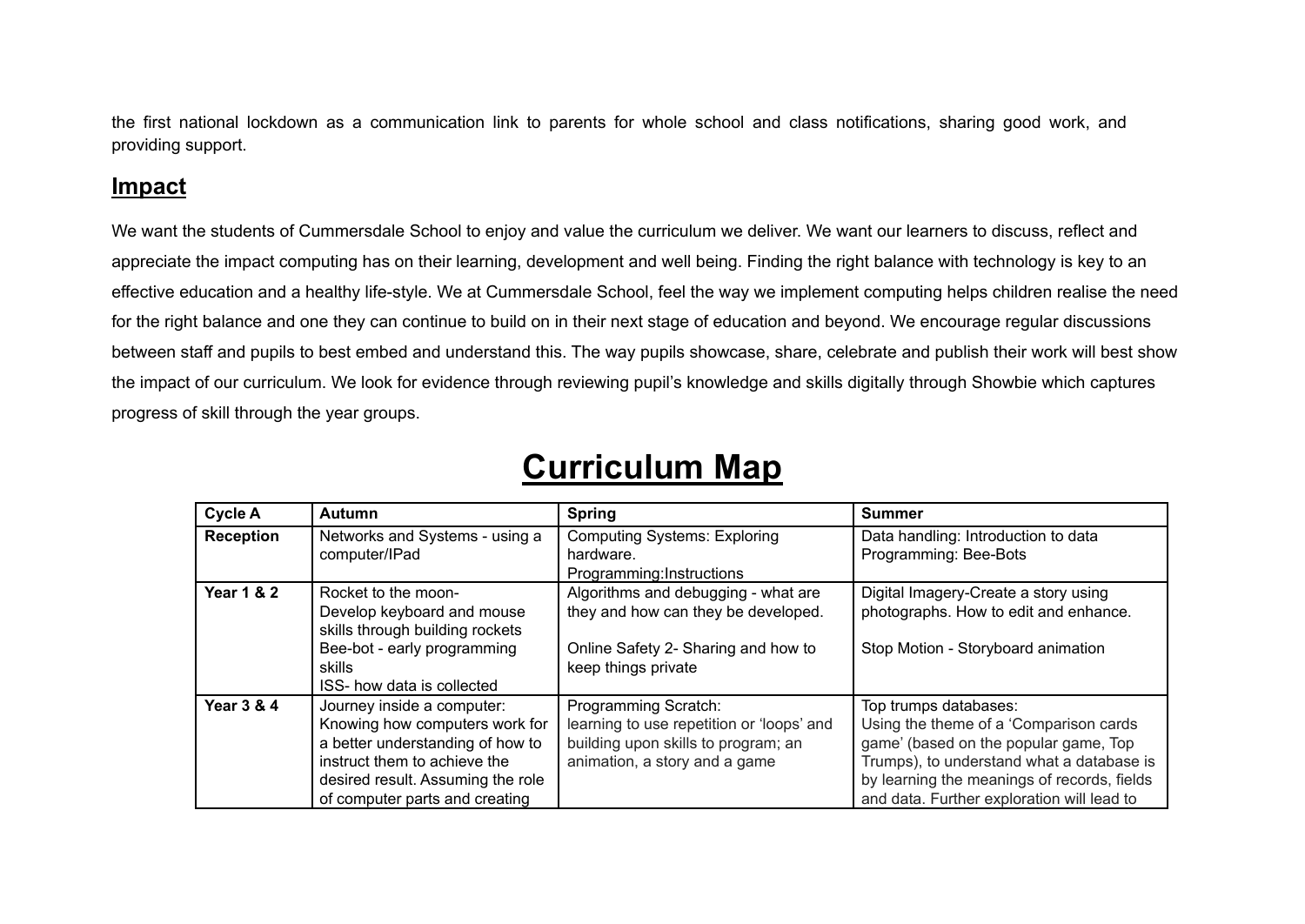the first national lockdown as a communication link to parents for whole school and class notifications, sharing good work, and providing support.

## Impact

We want the students of Cummersdale School to enjoy and value the curriculum we deliver. We want our learners to discuss, reflect and appreciate the impact computing has on their learning, development and well being. Finding the right balance with technology is key to an effective education and a healthy life-style. We at Cummersdale School, feel the way we implement computing helps children realise the need for the right balance and one they can continue to build on in their next stage of education and beyond. We encourage regular discussions between staff and pupils to best embed and understand this. The way pupils showcase, share, celebrate and publish their work will best show the impact of our curriculum. We look for evidence through reviewing pupil's knowledge and skills digitally through Showbie which captures progress of skill through the year groups.

# Curriculum Map

| Cycle A | Autumn | Spring | Summer |
|---|---|---|---|
| **Reception** | Networks and Systems - using a computer/IPad | Computing Systems: Exploring hardware.<br>Programming:Instructions | Data handling: Introduction to data<br>Programming: Bee-Bots |
| **Year 1 & 2** | Rocket to the moon-<br>Develop keyboard and mouse skills through building rockets<br>Bee-bot - early programming skills<br>ISS- how data is collected | Algorithms and debugging - what are they and how can they be developed.<br><br>Online Safety 2- Sharing and how to keep things private | Digital Imagery-Create a story using photographs. How to edit and enhance.<br><br>Stop Motion - Storyboard animation |
| **Year 3 & 4** | Journey inside a computer: Knowing how computers work for a better understanding of how to instruct them to achieve the desired result. Assuming the role of computer parts and creating | Programming Scratch:<br>learning to use repetition or 'loops' and building upon skills to program; an animation, a story and a game | Top trumps databases:<br>Using the theme of a 'Comparison cards game' (based on the popular game, Top Trumps), to understand what a database is by learning the meanings of records, fields and data. Further exploration will lead to |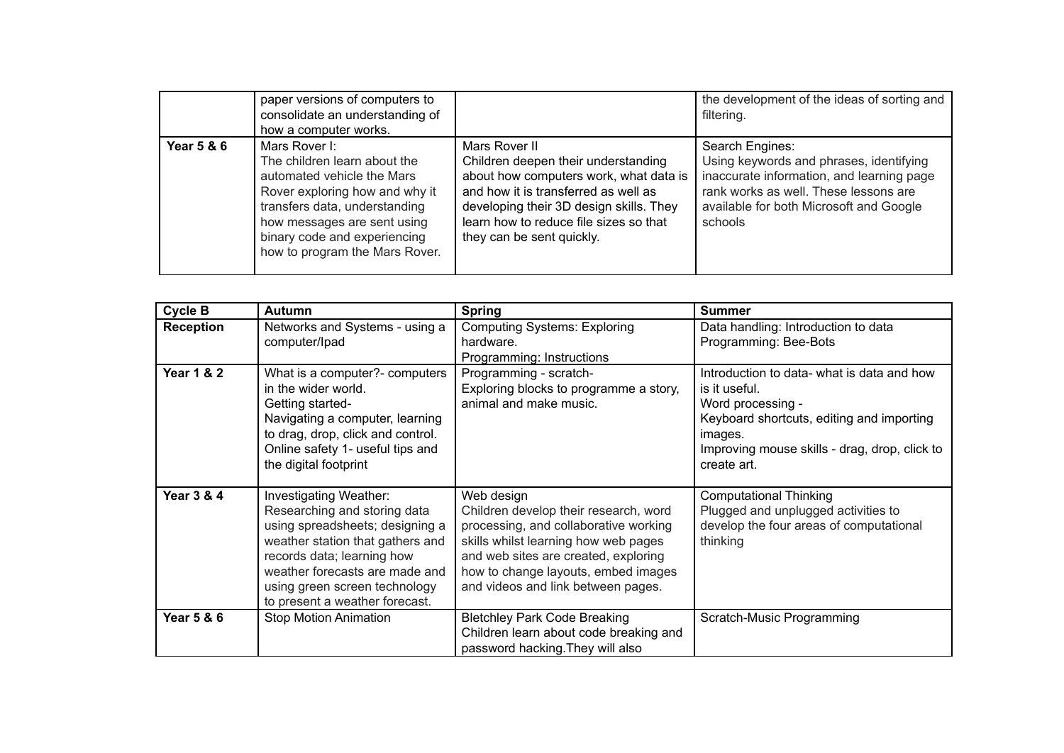|  | paper versions of computers to consolidate an understanding of how a computer works. |  | the development of the ideas of sorting and filtering. |
| --- | --- | --- | --- |
| **Year 5 & 6** | Mars Rover I:<br>The children learn about the automated vehicle the Mars Rover exploring how and why it transfers data, understanding how messages are sent using binary code and experiencing how to program the Mars Rover. | Mars Rover II<br>Children deepen their understanding about how computers work, what data is and how it is transferred as well as developing their 3D design skills. They learn how to reduce file sizes so that they can be sent quickly. | Search Engines:<br>Using keywords and phrases, identifying inaccurate information, and learning page rank works as well. These lessons are available for both Microsoft and Google schools |

| **Cycle B** | **Autumn** | **Spring** | **Summer** |
| --- | --- | --- | --- |
| **Reception** | Networks and Systems - using a computer/Ipad | Computing Systems: Exploring hardware.<br>Programming: Instructions | Data handling: Introduction to data<br>Programming: Bee-Bots |
| **Year 1 & 2** | What is a computer?- computers in the wider world.<br>Getting started-<br>Navigating a computer, learning to drag, drop, click and control.<br>Online safety 1- useful tips and the digital footprint | Programming - scratch-<br>Exploring blocks to programme a story, animal and make music. | Introduction to data- what is data and how is it useful.<br>Word processing -<br>Keyboard shortcuts, editing and importing images.<br>Improving mouse skills - drag, drop, click to create art. |
| **Year 3 & 4** | Investigating Weather:<br>Researching and storing data using spreadsheets; designing a weather station that gathers and records data; learning how weather forecasts are made and using green screen technology to present a weather forecast. | Web design<br>Children develop their research, word processing, and collaborative working skills whilst learning how web pages and web sites are created, exploring how to change layouts, embed images and videos and link between pages. | Computational Thinking<br>Plugged and unplugged activities to develop the four areas of computational thinking |
| **Year 5 & 6** | Stop Motion Animation | Bletchley Park Code Breaking<br>Children learn about code breaking and password hacking.They will also | Scratch-Music Programming |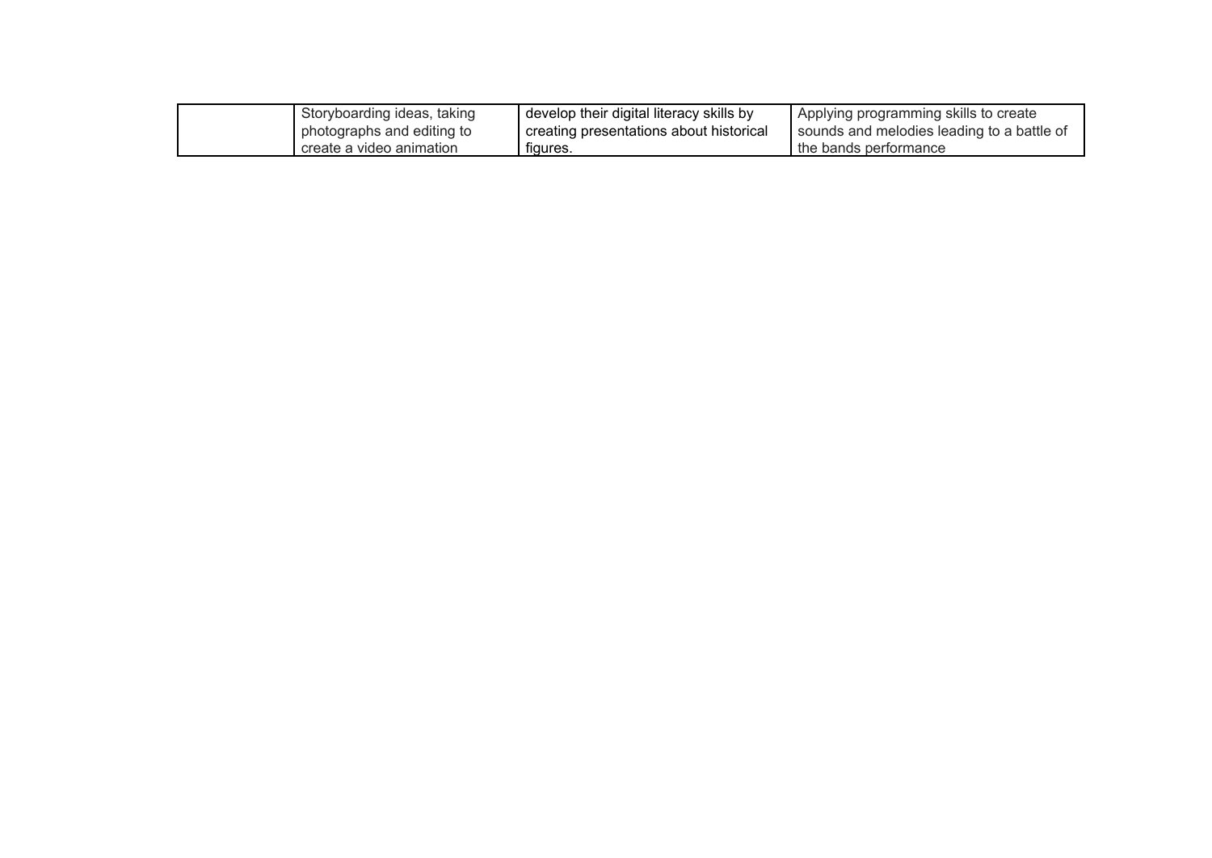| | | | |
|---|---|---|---|
| | Storyboarding ideas, taking photographs and editing to create a video animation | develop their digital literacy skills by creating presentations about historical figures. | Applying programming skills to create sounds and melodies leading to a battle of the bands performance |